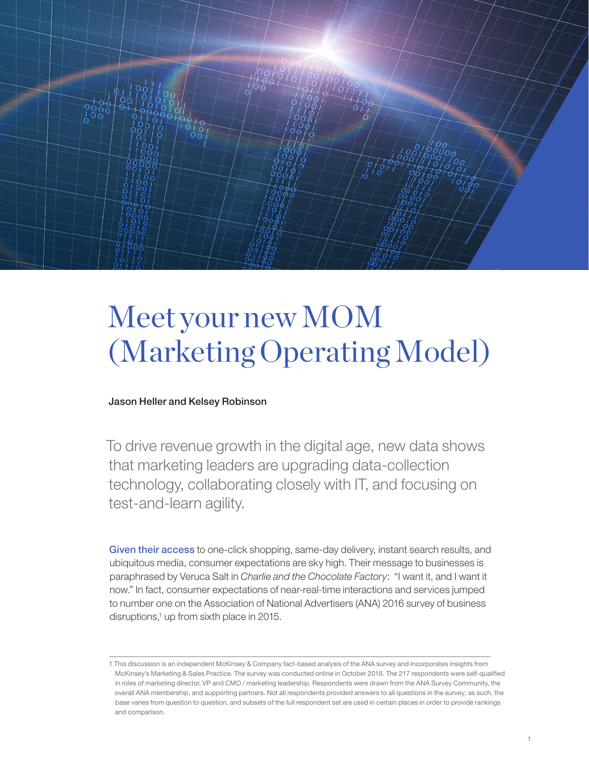# Meet your new MOM (Marketing Operating Model)

Jason Heller and Kelsey Robinson

To drive revenue growth in the digital age, new data shows that marketing leaders are upgrading data-collection technology, collaborating closely with IT, and focusing on test-and-learn agility.

Given their access to one-click shopping, same-day delivery, instant search results, and ubiquitous media, consumer expectations are sky high. Their message to businesses is paraphrased by Veruca Salt in *Charlie and the Chocolate Factory*: "I want it, and I want it now." In fact, consumer expectations of near-real-time interactions and services jumped to number one on the Association of National Advertisers (ANA) 2016 survey of business disruptions,[1] up from sixth place in 2015.

1 This discussion is an independent McKinsey & Company fact-based analysis of the ANA survey and incorporates insights from McKinsey's Marketing & Sales Practice. The survey was conducted online in October 2016. The 217 respondents were self-qualified in roles of marketing director, VP and CMO / marketing leadership. Respondents were drawn from the ANA Survey Community, the overall ANA membership, and supporting partners. Not all respondents provided answers to all questions in the survey; as such, the base varies from question to question, and subsets of the full respondent set are used in certain places in order to provide rankings and comparison.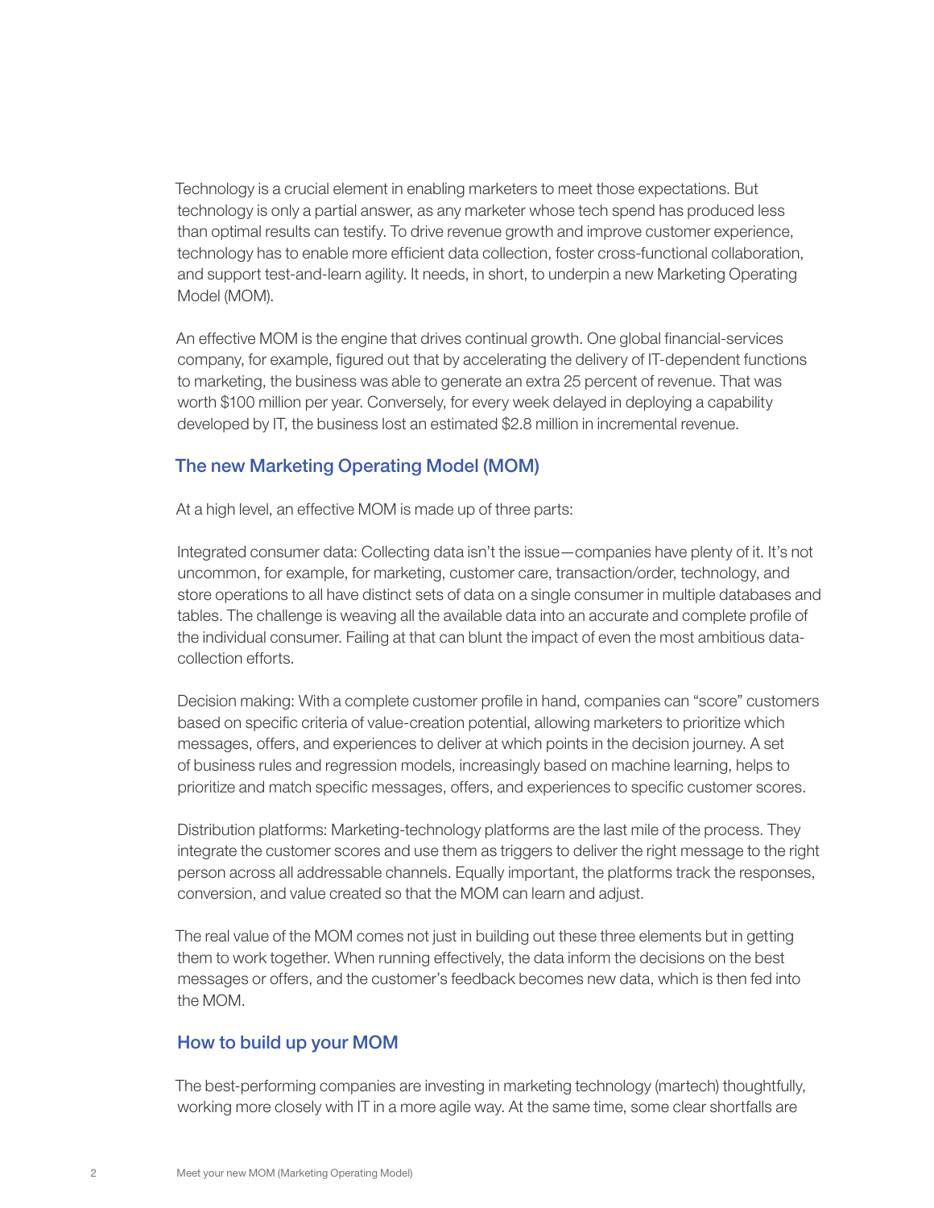Technology is a crucial element in enabling marketers to meet those expectations. But technology is only a partial answer, as any marketer whose tech spend has produced less than optimal results can testify. To drive revenue growth and improve customer experience, technology has to enable more efficient data collection, foster cross-functional collaboration, and support test-and-learn agility. It needs, in short, to underpin a new Marketing Operating Model (MOM).

An effective MOM is the engine that drives continual growth. One global financial-services company, for example, figured out that by accelerating the delivery of IT-dependent functions to marketing, the business was able to generate an extra 25 percent of revenue. That was worth $100 million per year. Conversely, for every week delayed in deploying a capability developed by IT, the business lost an estimated $2.8 million in incremental revenue.

## The new Marketing Operating Model (MOM)

At a high level, an effective MOM is made up of three parts:

Integrated consumer data: Collecting data isn't the issue—companies have plenty of it. It's not uncommon, for example, for marketing, customer care, transaction/order, technology, and store operations to all have distinct sets of data on a single consumer in multiple databases and tables. The challenge is weaving all the available data into an accurate and complete profile of the individual consumer. Failing at that can blunt the impact of even the most ambitious data-collection efforts.

Decision making: With a complete customer profile in hand, companies can "score" customers based on specific criteria of value-creation potential, allowing marketers to prioritize which messages, offers, and experiences to deliver at which points in the decision journey. A set of business rules and regression models, increasingly based on machine learning, helps to prioritize and match specific messages, offers, and experiences to specific customer scores.

Distribution platforms: Marketing-technology platforms are the last mile of the process. They integrate the customer scores and use them as triggers to deliver the right message to the right person across all addressable channels. Equally important, the platforms track the responses, conversion, and value created so that the MOM can learn and adjust.

The real value of the MOM comes not just in building out these three elements but in getting them to work together. When running effectively, the data inform the decisions on the best messages or offers, and the customer's feedback becomes new data, which is then fed into the MOM.

## How to build up your MOM

The best-performing companies are investing in marketing technology (martech) thoughtfully, working more closely with IT in a more agile way. At the same time, some clear shortfalls are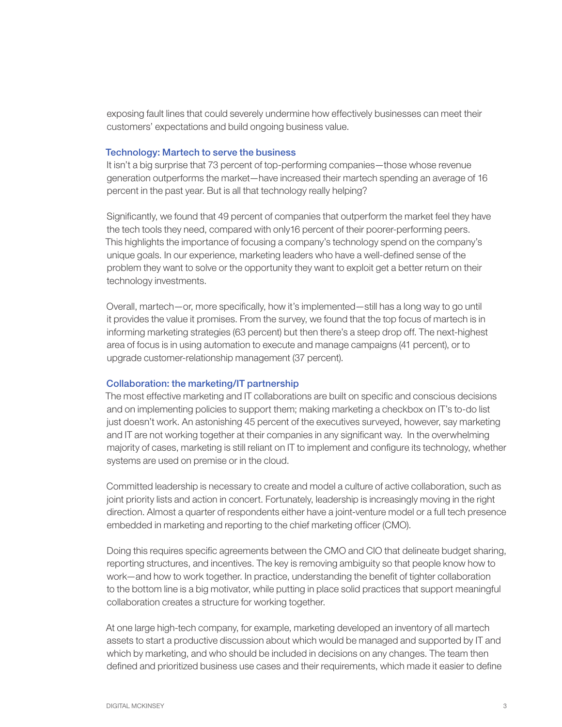exposing fault lines that could severely undermine how effectively businesses can meet their customers' expectations and build ongoing business value.

## Technology: Martech to serve the business

It isn't a big surprise that 73 percent of top-performing companies—those whose revenue generation outperforms the market—have increased their martech spending an average of 16 percent in the past year. But is all that technology really helping?

Significantly, we found that 49 percent of companies that outperform the market feel they have the tech tools they need, compared with only16 percent of their poorer-performing peers. This highlights the importance of focusing a company's technology spend on the company's unique goals. In our experience, marketing leaders who have a well-defined sense of the problem they want to solve or the opportunity they want to exploit get a better return on their technology investments.

Overall, martech—or, more specifically, how it's implemented—still has a long way to go until it provides the value it promises. From the survey, we found that the top focus of martech is in informing marketing strategies (63 percent) but then there's a steep drop off. The next-highest area of focus is in using automation to execute and manage campaigns (41 percent), or to upgrade customer-relationship management (37 percent).

## Collaboration: the marketing/IT partnership

The most effective marketing and IT collaborations are built on specific and conscious decisions and on implementing policies to support them; making marketing a checkbox on IT's to-do list just doesn't work. An astonishing 45 percent of the executives surveyed, however, say marketing and IT are not working together at their companies in any significant way. In the overwhelming majority of cases, marketing is still reliant on IT to implement and configure its technology, whether systems are used on premise or in the cloud.

Committed leadership is necessary to create and model a culture of active collaboration, such as joint priority lists and action in concert. Fortunately, leadership is increasingly moving in the right direction. Almost a quarter of respondents either have a joint-venture model or a full tech presence embedded in marketing and reporting to the chief marketing officer (CMO).

Doing this requires specific agreements between the CMO and CIO that delineate budget sharing, reporting structures, and incentives. The key is removing ambiguity so that people know how to work—and how to work together. In practice, understanding the benefit of tighter collaboration to the bottom line is a big motivator, while putting in place solid practices that support meaningful collaboration creates a structure for working together.

At one large high-tech company, for example, marketing developed an inventory of all martech assets to start a productive discussion about which would be managed and supported by IT and which by marketing, and who should be included in decisions on any changes. The team then defined and prioritized business use cases and their requirements, which made it easier to define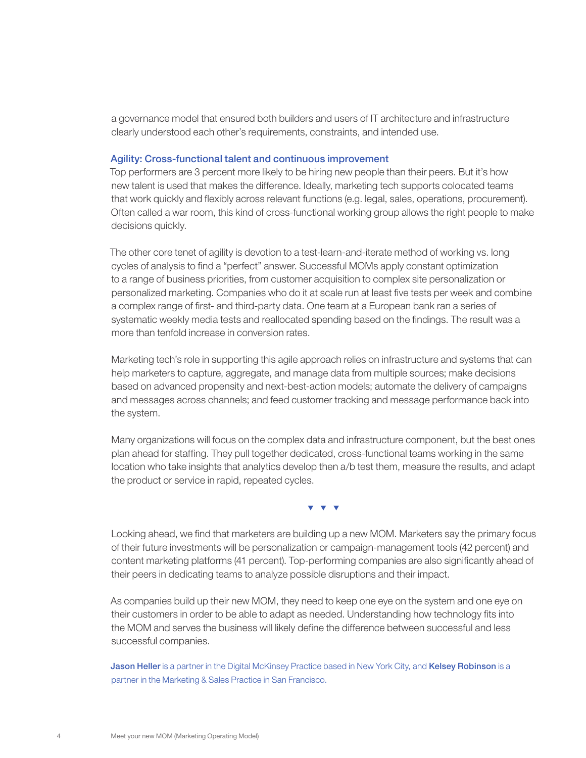a governance model that ensured both builders and users of IT architecture and infrastructure clearly understood each other's requirements, constraints, and intended use.

### Agility: Cross-functional talent and continuous improvement

Top performers are 3 percent more likely to be hiring new people than their peers. But it's how new talent is used that makes the difference. Ideally, marketing tech supports colocated teams that work quickly and flexibly across relevant functions (e.g. legal, sales, operations, procurement). Often called a war room, this kind of cross-functional working group allows the right people to make decisions quickly.

The other core tenet of agility is devotion to a test-learn-and-iterate method of working vs. long cycles of analysis to find a "perfect" answer. Successful MOMs apply constant optimization to a range of business priorities, from customer acquisition to complex site personalization or personalized marketing. Companies who do it at scale run at least five tests per week and combine a complex range of first- and third-party data. One team at a European bank ran a series of systematic weekly media tests and reallocated spending based on the findings. The result was a more than tenfold increase in conversion rates.

Marketing tech's role in supporting this agile approach relies on infrastructure and systems that can help marketers to capture, aggregate, and manage data from multiple sources; make decisions based on advanced propensity and next-best-action models; automate the delivery of campaigns and messages across channels; and feed customer tracking and message performance back into the system.

Many organizations will focus on the complex data and infrastructure component, but the best ones plan ahead for staffing. They pull together dedicated, cross-functional teams working in the same location who take insights that analytics develop then a/b test them, measure the results, and adapt the product or service in rapid, repeated cycles.

▼ ▼ ▼

Looking ahead, we find that marketers are building up a new MOM. Marketers say the primary focus of their future investments will be personalization or campaign-management tools (42 percent) and content marketing platforms (41 percent). Top-performing companies are also significantly ahead of their peers in dedicating teams to analyze possible disruptions and their impact.

As companies build up their new MOM, they need to keep one eye on the system and one eye on their customers in order to be able to adapt as needed. Understanding how technology fits into the MOM and serves the business will likely define the difference between successful and less successful companies.

**Jason Heller** is a partner in the Digital McKinsey Practice based in New York City, and **Kelsey Robinson** is a partner in the Marketing & Sales Practice in San Francisco.